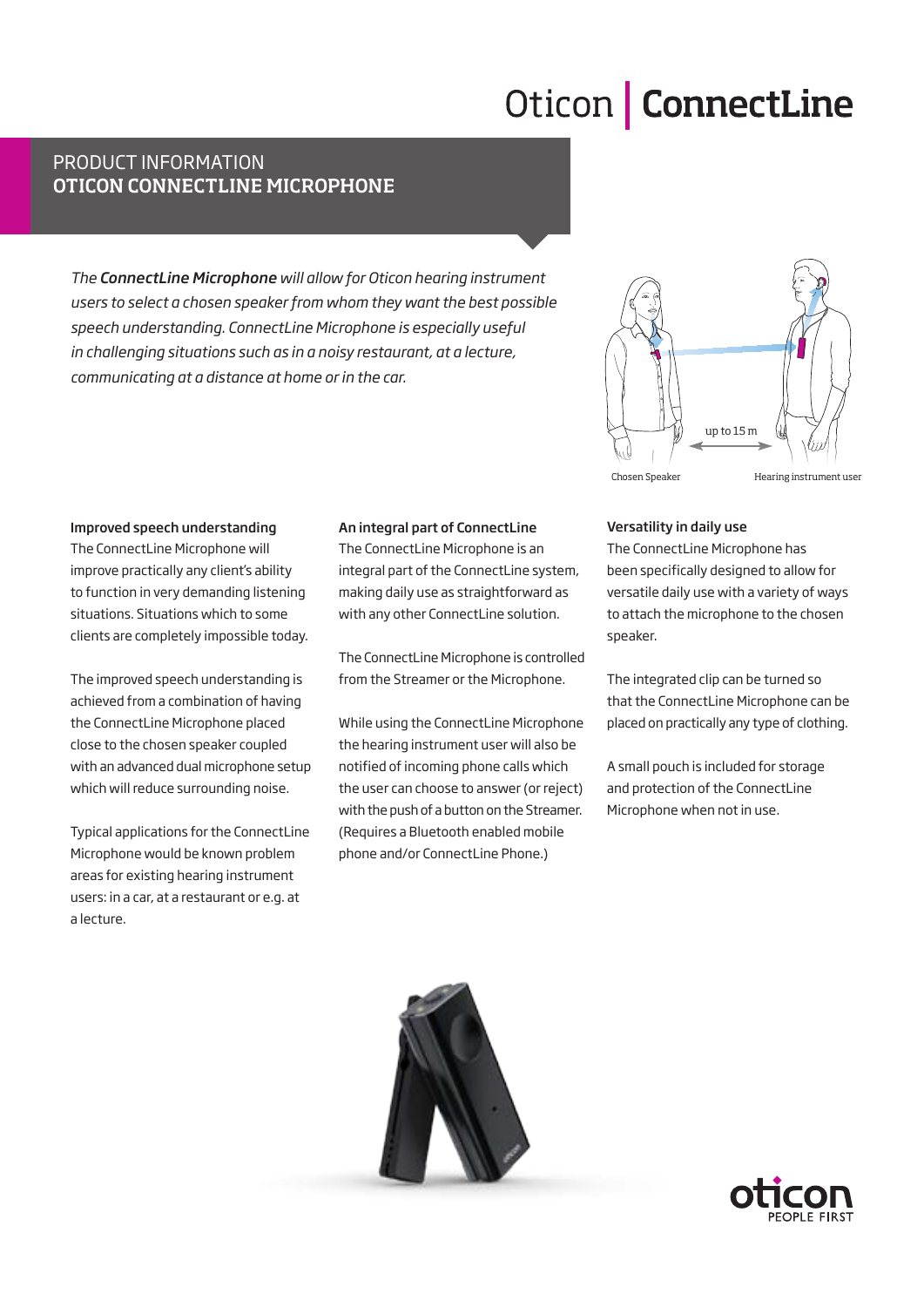# Oticon | ConnectLine

## PRODUCT INFORMATION
## OTICON CONNECTLINE MICROPHONE

*The **ConnectLine Microphone** will allow for Oticon hearing instrument users to select a chosen speaker from whom they want the best possible speech understanding. ConnectLine Microphone is especially useful in challenging situations such as in a noisy restaurant, at a lecture, communicating at a distance at home or in the car.*

up to 15 m

Chosen Speaker — Hearing instrument user

### Improved speech understanding

The ConnectLine Microphone will improve practically any client's ability to function in very demanding listening situations. Situations which to some clients are completely impossible today.

The improved speech understanding is achieved from a combination of having the ConnectLine Microphone placed close to the chosen speaker coupled with an advanced dual microphone setup which will reduce surrounding noise.

Typical applications for the ConnectLine Microphone would be known problem areas for existing hearing instrument users: in a car, at a restaurant or e.g. at a lecture.

### An integral part of ConnectLine

The ConnectLine Microphone is an integral part of the ConnectLine system, making daily use as straightforward as with any other ConnectLine solution.

The ConnectLine Microphone is controlled from the Streamer or the Microphone.

While using the ConnectLine Microphone the hearing instrument user will also be notified of incoming phone calls which the user can choose to answer (or reject) with the push of a button on the Streamer. (Requires a Bluetooth enabled mobile phone and/or ConnectLine Phone.)

### Versatility in daily use

The ConnectLine Microphone has been specifically designed to allow for versatile daily use with a variety of ways to attach the microphone to the chosen speaker.

The integrated clip can be turned so that the ConnectLine Microphone can be placed on practically any type of clothing.

A small pouch is included for storage and protection of the ConnectLine Microphone when not in use.

oticon
PEOPLE FIRST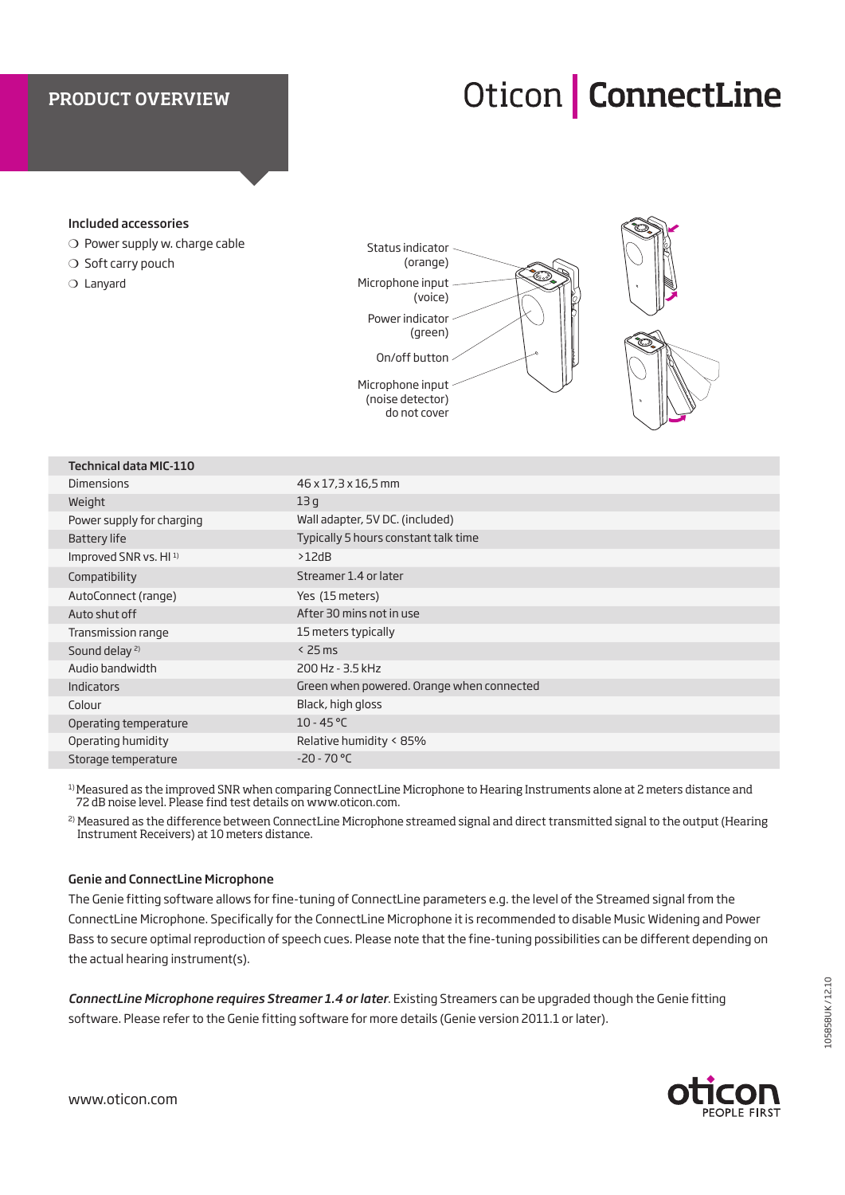# PRODUCT OVERVIEW

# Oticon | ConnectLine

**Included accessories**

- Power supply w. charge cable
- Soft carry pouch
- Lanyard

Status indicator (orange)

Microphone input (voice)

Power indicator (green)

On/off button

Microphone input (noise detector) do not cover

| Technical data MIC-110 | |
|---|---|
| Dimensions | 46 x 17,3 x 16,5 mm |
| Weight | 13 g |
| Power supply for charging | Wall adapter, 5V DC. (included) |
| Battery life | Typically 5 hours constant talk time |
| Improved SNR vs. HI [1)] | >12dB |
| Compatibility | Streamer 1.4 or later |
| AutoConnect (range) | Yes (15 meters) |
| Auto shut off | After 30 mins not in use |
| Transmission range | 15 meters typically |
| Sound delay [2)] | < 25 ms |
| Audio bandwidth | 200 Hz - 3.5 kHz |
| Indicators | Green when powered. Orange when connected |
| Colour | Black, high gloss |
| Operating temperature | 10 - 45 °C |
| Operating humidity | Relative humidity < 85% |
| Storage temperature | -20 - 70 °C |

[1)] Measured as the improved SNR when comparing ConnectLine Microphone to Hearing Instruments alone at 2 meters distance and 72 dB noise level. Please find test details on www.oticon.com.

[2)] Measured as the difference between ConnectLine Microphone streamed signal and direct transmitted signal to the output (Hearing Instrument Receivers) at 10 meters distance.

## Genie and ConnectLine Microphone

The Genie fitting software allows for fine-tuning of ConnectLine parameters e.g. the level of the Streamed signal from the ConnectLine Microphone. Specifically for the ConnectLine Microphone it is recommended to disable Music Widening and Power Bass to secure optimal reproduction of speech cues. Please note that the fine-tuning possibilities can be different depending on the actual hearing instrument(s).

***ConnectLine Microphone requires Streamer 1.4 or later***. Existing Streamers can be upgraded though the Genie fitting software. Please refer to the Genie fitting software for more details (Genie version 2011.1 or later).

www.oticon.com

oticon PEOPLE FIRST

105858UK / 12.10